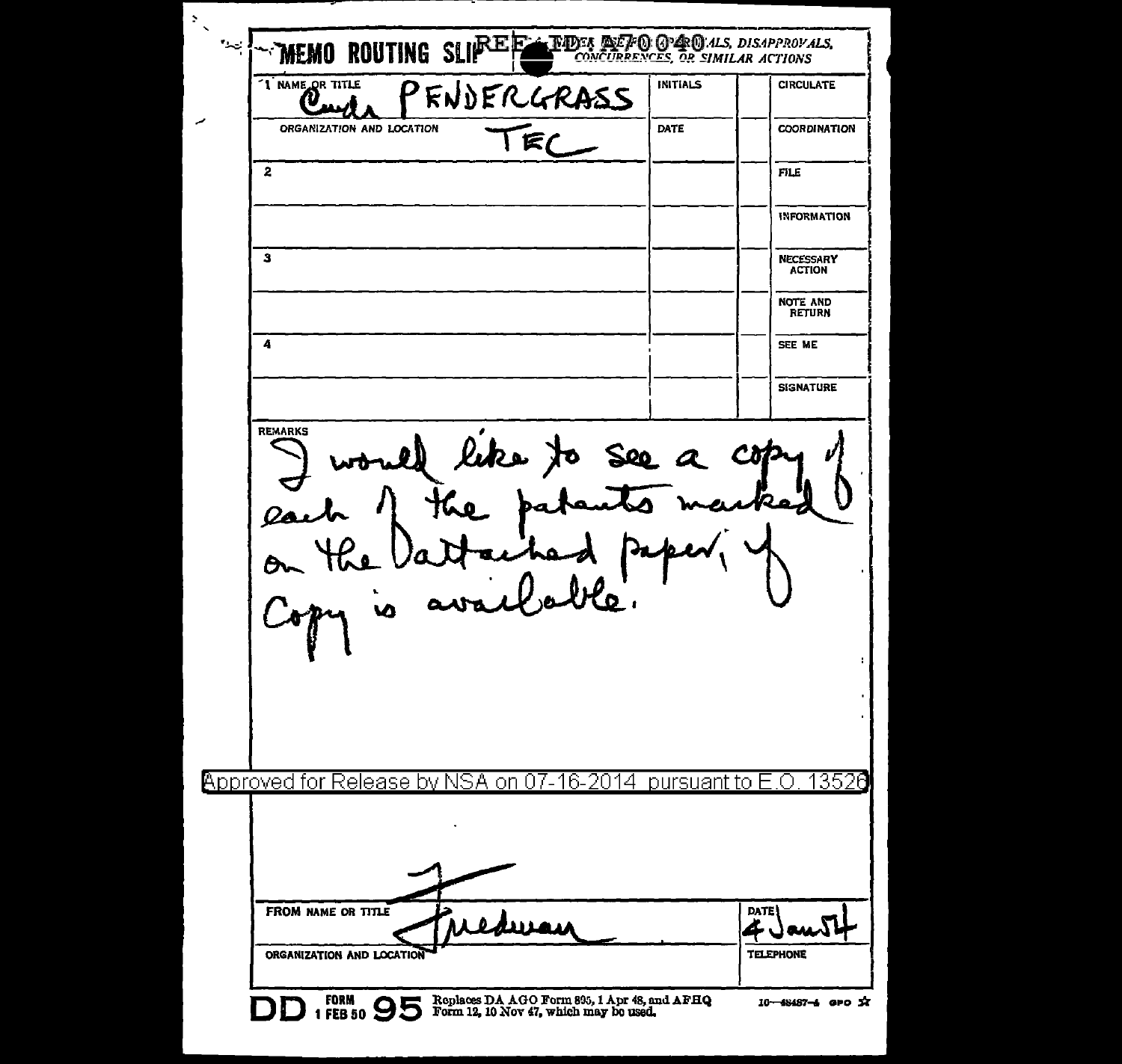# MEMO ROUTING SLIP

REF ID:A70040

NEVER USE FOR APPROVALS, DISAPPROVALS, CONCURRENCES, OR SIMILAR ACTIONS

| NAME OR TITLE | INITIALS | | |
|---|---|---|---|
| 1 Cmdr PENDERGRASS | | | CIRCULATE |
| ORGANIZATION AND LOCATION: TEC | DATE | | COORDINATION |
| 2 | | | FILE |
| | | | INFORMATION |
| 3 | | | NECESSARY ACTION |
| | | | NOTE AND RETURN |
| 4 | | | SEE ME |
| | | | SIGNATURE |

REMARKS

I would like to see a copy of each of the patents marked on the attached paper, if copy is available.

Approved for Release by NSA on 07-16-2014 pursuant to E.O. 13526

| FROM NAME OR TITLE | DATE |
|---|---|
| Friedman | 4 Jan 54 |
| ORGANIZATION AND LOCATION | TELEPHONE |

DD FORM 1 FEB 50 95 Replaces DA AGO Form 895, 1 Apr 48, and AFHQ Form 12, 10 Nov 47, which may be used.

10—48487-4 GPO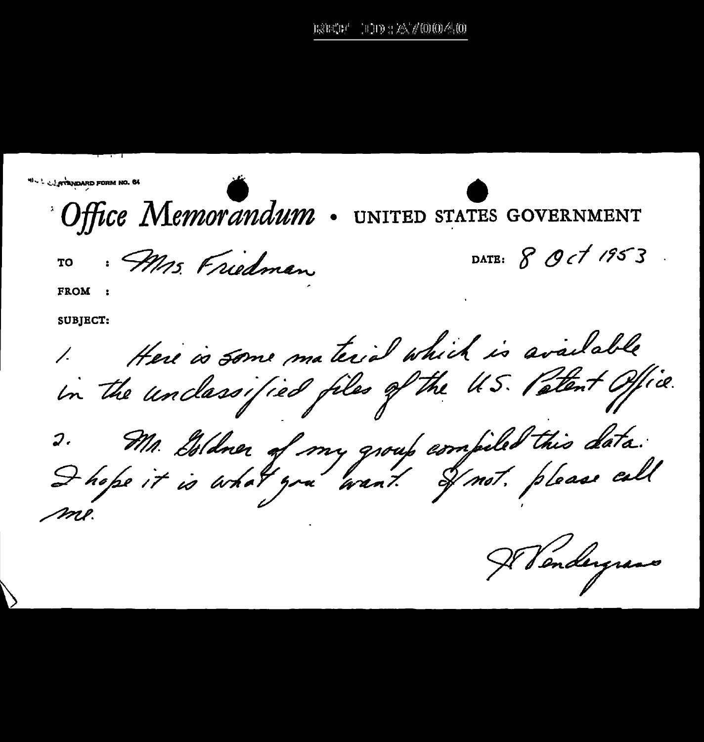STANDARD FORM NO. 64

# Office Memorandum • UNITED STATES GOVERNMENT

TO : Mrs. Friedman

DATE: 8 Oct 1953

FROM :

SUBJECT:

1. Here is some material which is available in the unclassified files of the U.S. Patent Office.

2. Mr. Goldner of my group compiled this data. I hope it is what you want. If not, please call me.

H Pendergrass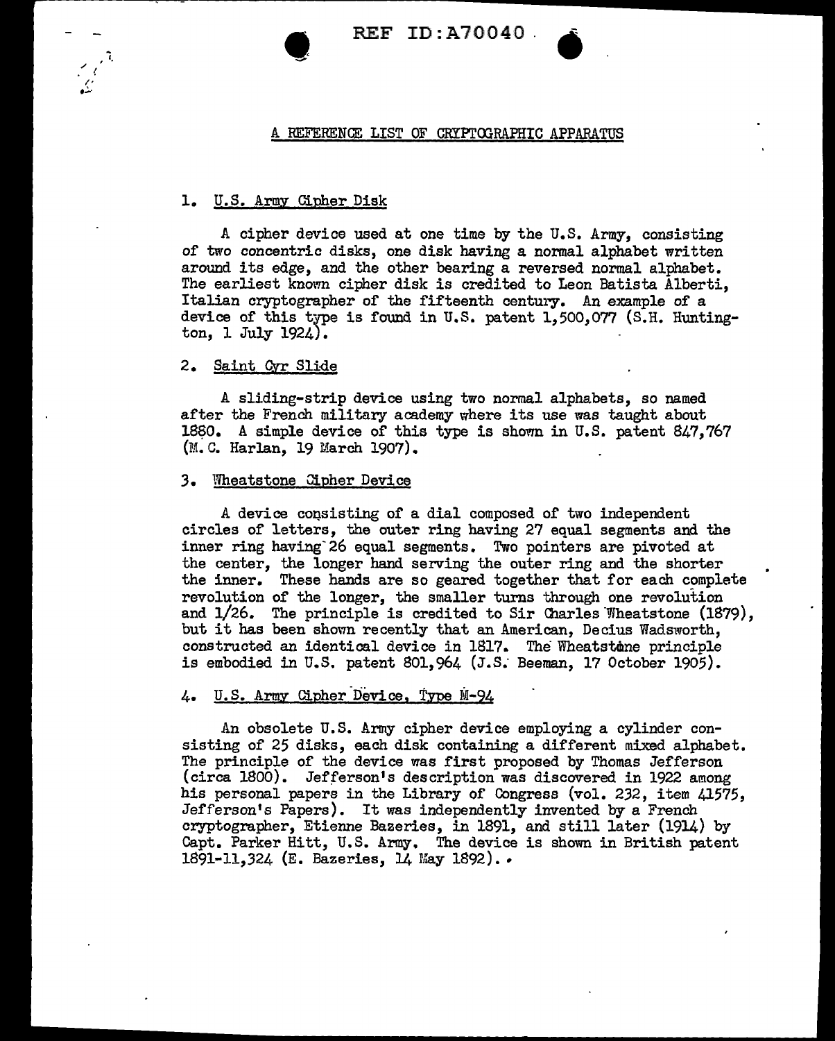REF ID:A70040

## A REFERENCE LIST OF CRYPTOGRAPHIC APPARATUS

### 1. U.S. Army Cipher Disk

A cipher device used at one time by the U.S. Army, consisting of two concentric disks, one disk having a normal alphabet written around its edge, and the other bearing a reversed normal alphabet. The earliest known cipher disk is credited to Leon Batista Alberti, Italian cryptographer of the fifteenth century. An example of a device of this type is found in U.S. patent 1,500,077 (S.H. Huntington, 1 July 1924).

### 2. Saint Cyr Slide

A sliding-strip device using two normal alphabets, so named after the French military academy where its use was taught about 1880. A simple device of this type is shown in U.S. patent 847,767 (M. C. Harlan, 19 March 1907).

### 3. Wheatstone Cipher Device

A device consisting of a dial composed of two independent circles of letters, the outer ring having 27 equal segments and the inner ring having 26 equal segments. Two pointers are pivoted at the center, the longer hand serving the outer ring and the shorter the inner. These hands are so geared together that for each complete revolution of the longer, the smaller turns through one revolution and 1/26. The principle is credited to Sir Charles Wheatstone (1879), but it has been shown recently that an American, Decius Wadsworth, constructed an identical device in 1817. The Wheatstone principle is embodied in U.S. patent 801,964 (J.S. Beeman, 17 October 1905).

### 4. U.S. Army Cipher Device, Type M-94

An obsolete U.S. Army cipher device employing a cylinder consisting of 25 disks, each disk containing a different mixed alphabet. The principle of the device was first proposed by Thomas Jefferson (circa 1800). Jefferson's description was discovered in 1922 among his personal papers in the Library of Congress (vol. 232, item 41575, Jefferson's Papers). It was independently invented by a French cryptographer, Etienne Bazeries, in 1891, and still later (1914) by Capt. Parker Hitt, U.S. Army. The device is shown in British patent 1891-11,324 (E. Bazeries, 14 May 1892).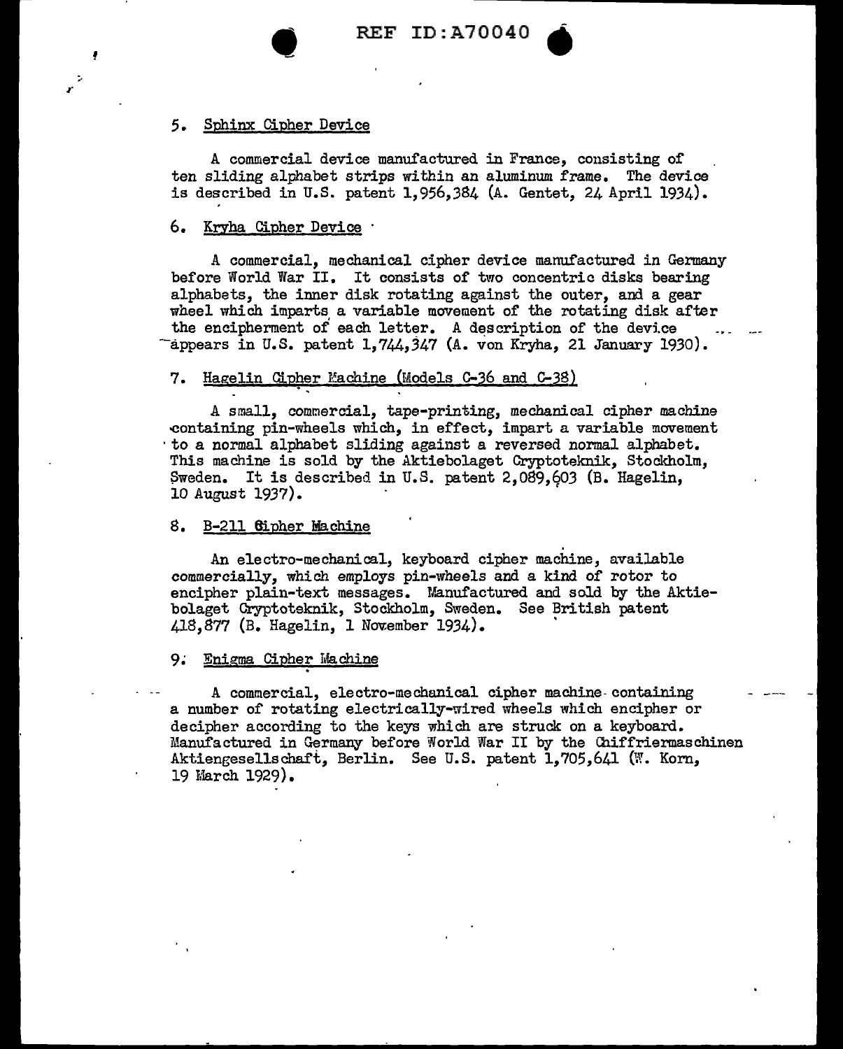5. Sphinx Cipher Device

A commercial device manufactured in France, consisting of ten sliding alphabet strips within an aluminum frame. The device is described in U.S. patent 1,956,384 (A. Gentet, 24 April 1934).

6. Kryha Cipher Device

A commercial, mechanical cipher device manufactured in Germany before World War II. It consists of two concentric disks bearing alphabets, the inner disk rotating against the outer, and a gear wheel which imparts a variable movement of the rotating disk after the encipherment of each letter. A description of the device appears in U.S. patent 1,744,347 (A. von Kryha, 21 January 1930).

7. Hagelin Cipher Machine (Models C-36 and C-38)

A small, commercial, tape-printing, mechanical cipher machine containing pin-wheels which, in effect, impart a variable movement to a normal alphabet sliding against a reversed normal alphabet. This machine is sold by the Aktiebolaget Cryptoteknik, Stockholm, Sweden. It is described in U.S. patent 2,089,603 (B. Hagelin, 10 August 1937).

8. B-211 Cipher Machine

An electro-mechanical, keyboard cipher machine, available commercially, which employs pin-wheels and a kind of rotor to encipher plain-text messages. Manufactured and sold by the Aktiebolaget Cryptoteknik, Stockholm, Sweden. See British patent 418,877 (B. Hagelin, 1 November 1934).

9. Enigma Cipher Machine

A commercial, electro-mechanical cipher machine containing a number of rotating electrically-wired wheels which encipher or decipher according to the keys which are struck on a keyboard. Manufactured in Germany before World War II by the Chiffriermaschinen Aktiengesellschaft, Berlin. See U.S. patent 1,705,641 (W. Korn, 19 March 1929).